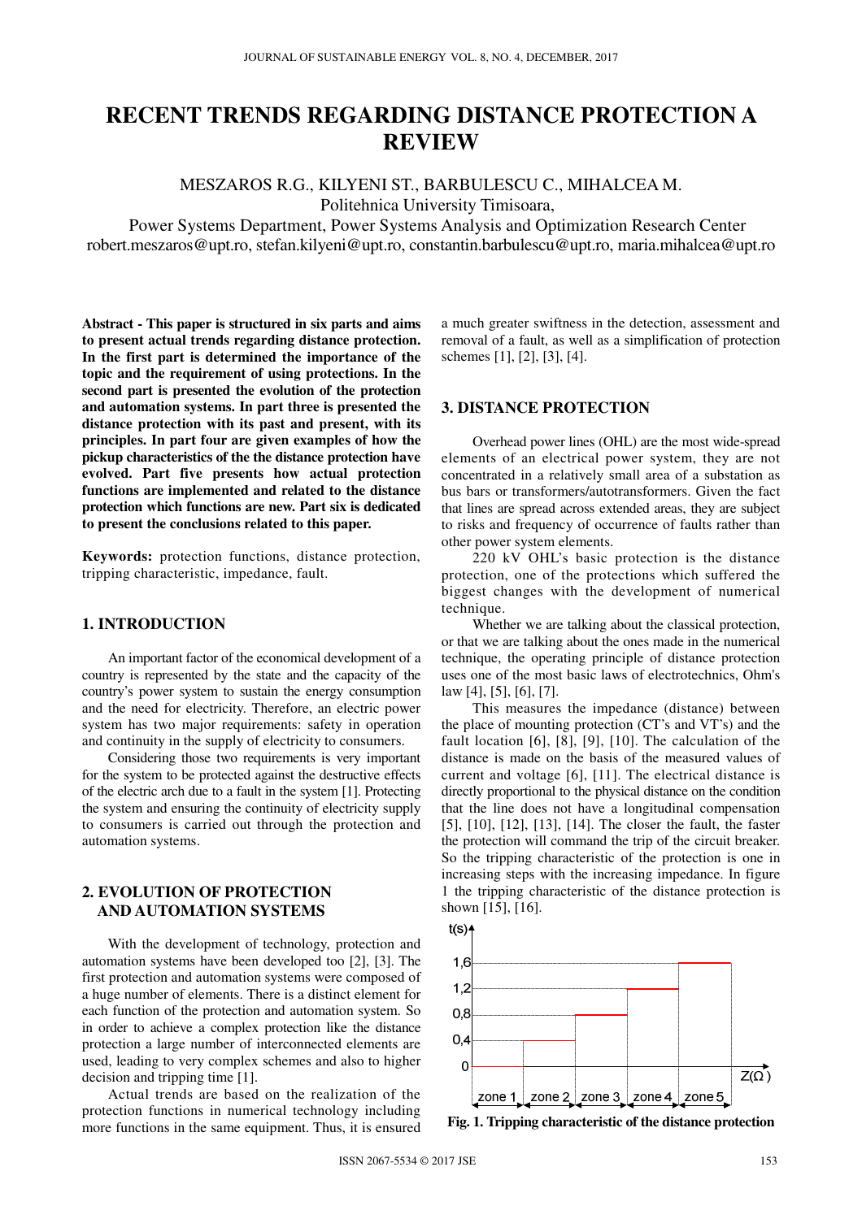# RECENT TRENDS REGARDING DISTANCE PROTECTION A REVIEW

MESZAROS R.G., KILYENI ST., BARBULESCU C., MIHALCEA M.
Politehnica University Timisoara,
Power Systems Department, Power Systems Analysis and Optimization Research Center
robert.meszaros@upt.ro, stefan.kilyeni@upt.ro, constantin.barbulescu@upt.ro, maria.mihalcea@upt.ro

**Abstract - This paper is structured in six parts and aims to present actual trends regarding distance protection. In the first part is determined the importance of the topic and the requirement of using protections. In the second part is presented the evolution of the protection and automation systems. In part three is presented the distance protection with its past and present, with its principles. In part four are given examples of how the pickup characteristics of the the distance protection have evolved. Part five presents how actual protection functions are implemented and related to the distance protection which functions are new. Part six is dedicated to present the conclusions related to this paper.**

**Keywords:** protection functions, distance protection, tripping characteristic, impedance, fault.

## 1. INTRODUCTION

An important factor of the economical development of a country is represented by the state and the capacity of the country's power system to sustain the energy consumption and the need for electricity. Therefore, an electric power system has two major requirements: safety in operation and continuity in the supply of electricity to consumers.

Considering those two requirements is very important for the system to be protected against the destructive effects of the electric arch due to a fault in the system [1]. Protecting the system and ensuring the continuity of electricity supply to consumers is carried out through the protection and automation systems.

## 2. EVOLUTION OF PROTECTION AND AUTOMATION SYSTEMS

With the development of technology, protection and automation systems have been developed too [2], [3]. The first protection and automation systems were composed of a huge number of elements. There is a distinct element for each function of the protection and automation system. So in order to achieve a complex protection like the distance protection a large number of interconnected elements are used, leading to very complex schemes and also to higher decision and tripping time [1].

Actual trends are based on the realization of the protection functions in numerical technology including more functions in the same equipment. Thus, it is ensured a much greater swiftness in the detection, assessment and removal of a fault, as well as a simplification of protection schemes [1], [2], [3], [4].

## 3. DISTANCE PROTECTION

Overhead power lines (OHL) are the most wide-spread elements of an electrical power system, they are not concentrated in a relatively small area of a substation as bus bars or transformers/autotransformers. Given the fact that lines are spread across extended areas, they are subject to risks and frequency of occurrence of faults rather than other power system elements.

220 kV OHL's basic protection is the distance protection, one of the protections which suffered the biggest changes with the development of numerical technique.

Whether we are talking about the classical protection, or that we are talking about the ones made in the numerical technique, the operating principle of distance protection uses one of the most basic laws of electrotechnics, Ohm's law [4], [5], [6], [7].

This measures the impedance (distance) between the place of mounting protection (CT's and VT's) and the fault location [6], [8], [9], [10]. The calculation of the distance is made on the basis of the measured values of current and voltage [6], [11]. The electrical distance is directly proportional to the physical distance on the condition that the line does not have a longitudinal compensation [5], [10], [12], [13], [14]. The closer the fault, the faster the protection will command the trip of the circuit breaker. So the tripping characteristic of the protection is one in increasing steps with the increasing impedance. In figure 1 the tripping characteristic of the distance protection is shown [15], [16].

**Fig. 1. Tripping characteristic of the distance protection**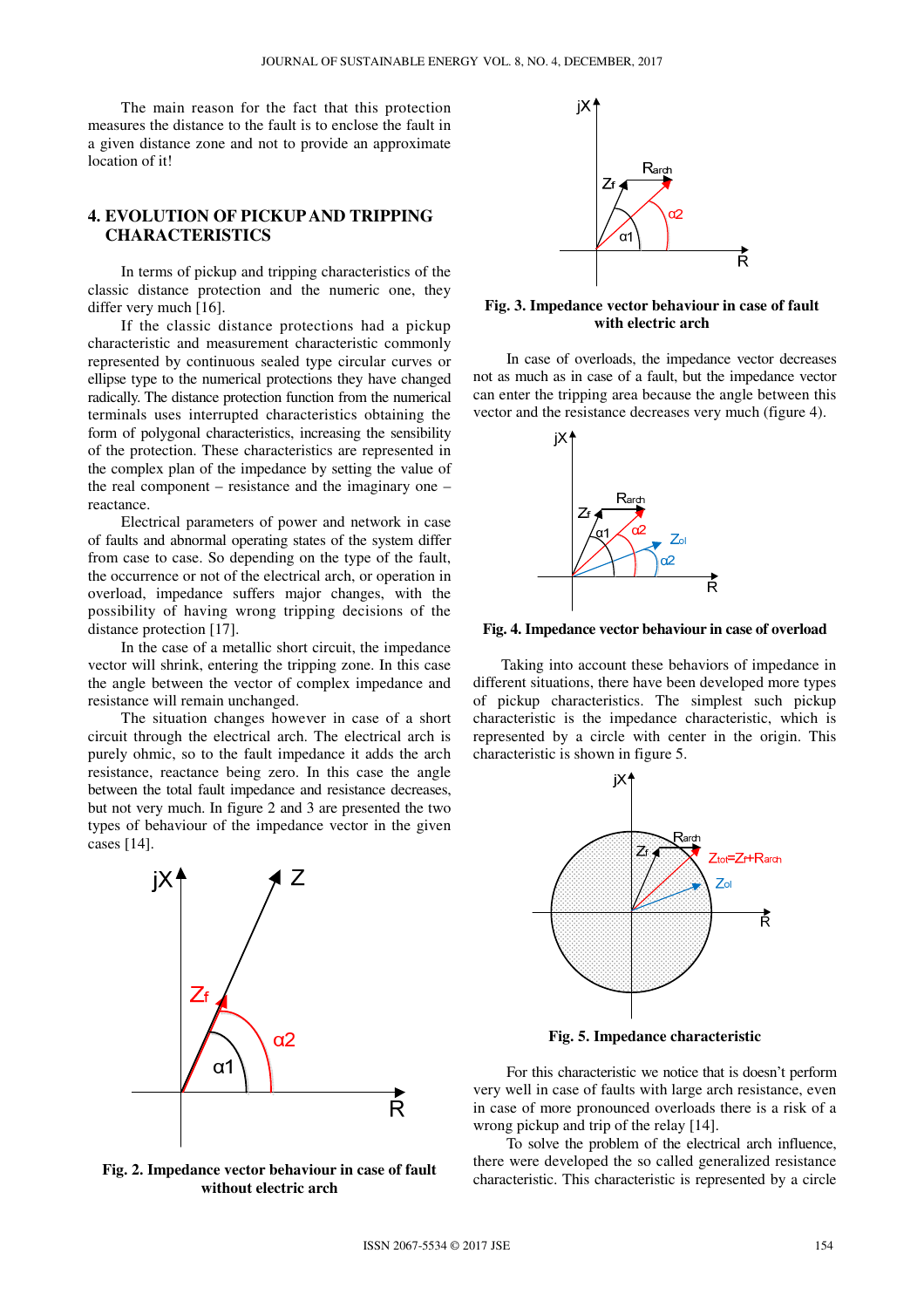The main reason for the fact that this protection measures the distance to the fault is to enclose the fault in a given distance zone and not to provide an approximate location of it!

## 4. EVOLUTION OF PICKUP AND TRIPPING CHARACTERISTICS

In terms of pickup and tripping characteristics of the classic distance protection and the numeric one, they differ very much [16].

If the classic distance protections had a pickup characteristic and measurement characteristic commonly represented by continuous sealed type circular curves or ellipse type to the numerical protections they have changed radically. The distance protection function from the numerical terminals uses interrupted characteristics obtaining the form of polygonal characteristics, increasing the sensibility of the protection. These characteristics are represented in the complex plan of the impedance by setting the value of the real component – resistance and the imaginary one – reactance.

Electrical parameters of power and network in case of faults and abnormal operating states of the system differ from case to case. So depending on the type of the fault, the occurrence or not of the electrical arch, or operation in overload, impedance suffers major changes, with the possibility of having wrong tripping decisions of the distance protection [17].

In the case of a metallic short circuit, the impedance vector will shrink, entering the tripping zone. In this case the angle between the vector of complex impedance and resistance will remain unchanged.

The situation changes however in case of a short circuit through the electrical arch. The electrical arch is purely ohmic, so to the fault impedance it adds the arch resistance, reactance being zero. In this case the angle between the total fault impedance and resistance decreases, but not very much. In figure 2 and 3 are presented the two types of behaviour of the impedance vector in the given cases [14].

**Fig. 2. Impedance vector behaviour in case of fault without electric arch**

**Fig. 3. Impedance vector behaviour in case of fault with electric arch**

In case of overloads, the impedance vector decreases not as much as in case of a fault, but the impedance vector can enter the tripping area because the angle between this vector and the resistance decreases very much (figure 4).

**Fig. 4. Impedance vector behaviour in case of overload**

Taking into account these behaviors of impedance in different situations, there have been developed more types of pickup characteristics. The simplest such pickup characteristic is the impedance characteristic, which is represented by a circle with center in the origin. This characteristic is shown in figure 5.

**Fig. 5. Impedance characteristic**

For this characteristic we notice that is doesn't perform very well in case of faults with large arch resistance, even in case of more pronounced overloads there is a risk of a wrong pickup and trip of the relay [14].

To solve the problem of the electrical arch influence, there were developed the so called generalized resistance characteristic. This characteristic is represented by a circle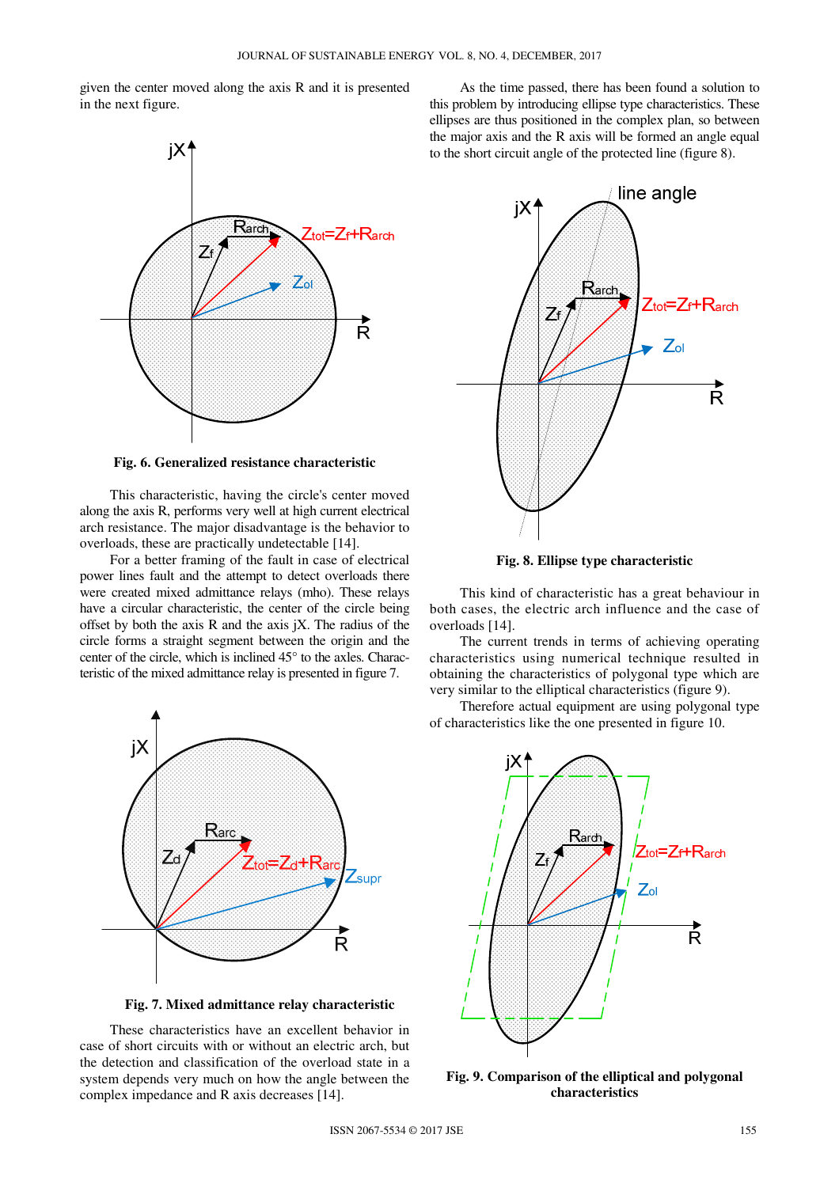given the center moved along the axis R and it is presented in the next figure.

**Fig. 6. Generalized resistance characteristic**

This characteristic, having the circle's center moved along the axis R, performs very well at high current electrical arch resistance. The major disadvantage is the behavior to overloads, these are practically undetectable [14].

For a better framing of the fault in case of electrical power lines fault and the attempt to detect overloads there were created mixed admittance relays (mho). These relays have a circular characteristic, the center of the circle being offset by both the axis R and the axis jX. The radius of the circle forms a straight segment between the origin and the center of the circle, which is inclined 45° to the axles. Characteristic of the mixed admittance relay is presented in figure 7.

**Fig. 7. Mixed admittance relay characteristic**

These characteristics have an excellent behavior in case of short circuits with or without an electric arch, but the detection and classification of the overload state in a system depends very much on how the angle between the complex impedance and R axis decreases [14].

As the time passed, there has been found a solution to this problem by introducing ellipse type characteristics. These ellipses are thus positioned in the complex plan, so between the major axis and the R axis will be formed an angle equal to the short circuit angle of the protected line (figure 8).

**Fig. 8. Ellipse type characteristic**

This kind of characteristic has a great behaviour in both cases, the electric arch influence and the case of overloads [14].

The current trends in terms of achieving operating characteristics using numerical technique resulted in obtaining the characteristics of polygonal type which are very similar to the elliptical characteristics (figure 9).

Therefore actual equipment are using polygonal type of characteristics like the one presented in figure 10.

**Fig. 9. Comparison of the elliptical and polygonal characteristics**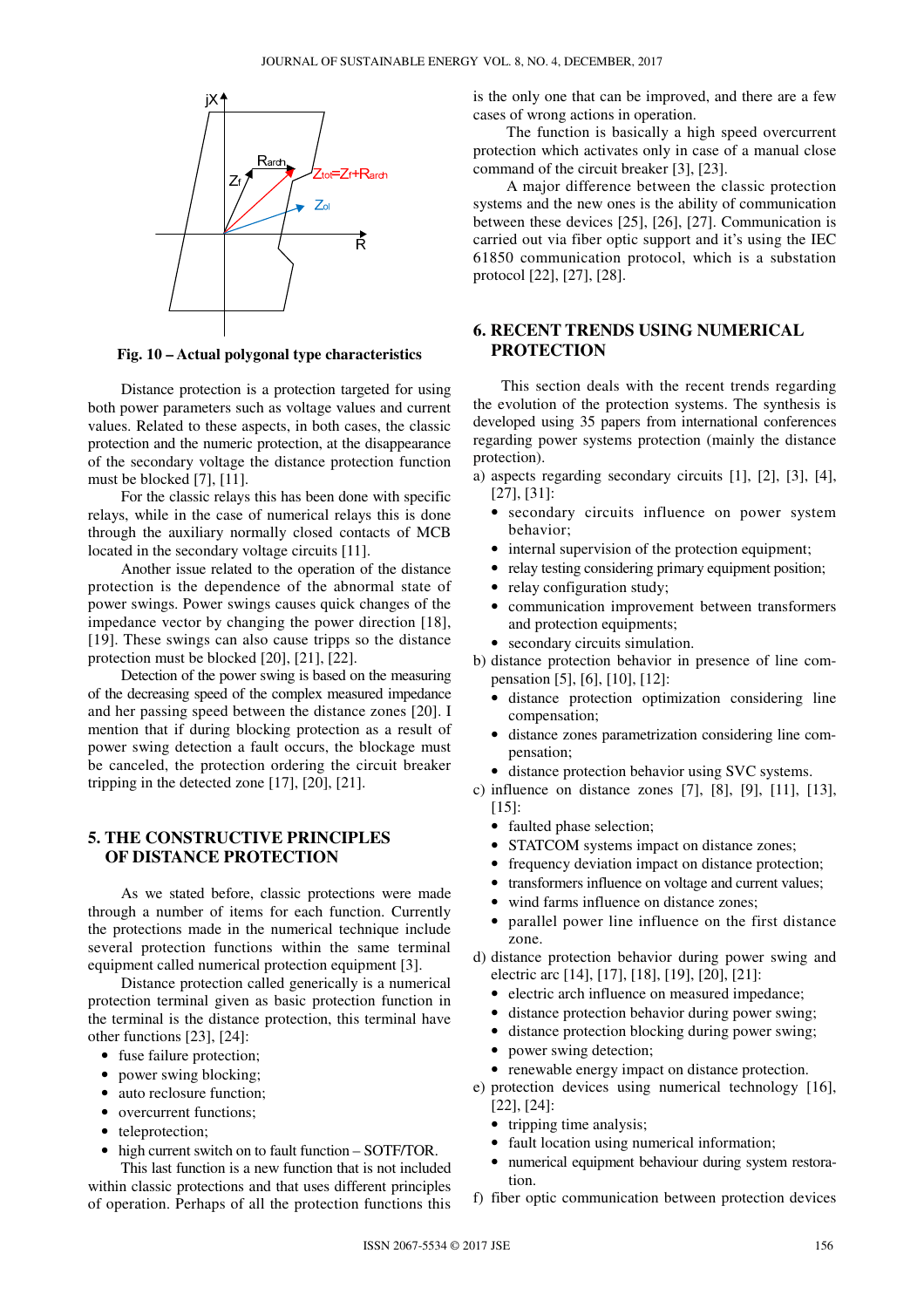**Fig. 10 – Actual polygonal type characteristics**

Distance protection is a protection targeted for using both power parameters such as voltage values and current values. Related to these aspects, in both cases, the classic protection and the numeric protection, at the disappearance of the secondary voltage the distance protection function must be blocked [7], [11].

For the classic relays this has been done with specific relays, while in the case of numerical relays this is done through the auxiliary normally closed contacts of MCB located in the secondary voltage circuits [11].

Another issue related to the operation of the distance protection is the dependence of the abnormal state of power swings. Power swings causes quick changes of the impedance vector by changing the power direction [18], [19]. These swings can also cause tripps so the distance protection must be blocked [20], [21], [22].

Detection of the power swing is based on the measuring of the decreasing speed of the complex measured impedance and her passing speed between the distance zones [20]. I mention that if during blocking protection as a result of power swing detection a fault occurs, the blockage must be canceled, the protection ordering the circuit breaker tripping in the detected zone [17], [20], [21].

## 5. THE CONSTRUCTIVE PRINCIPLES OF DISTANCE PROTECTION

As we stated before, classic protections were made through a number of items for each function. Currently the protections made in the numerical technique include several protection functions within the same terminal equipment called numerical protection equipment [3].

Distance protection called generically is a numerical protection terminal given as basic protection function in the terminal is the distance protection, this terminal have other functions [23], [24]:

- fuse failure protection;
- power swing blocking;
- auto reclosure function;
- overcurrent functions;
- teleprotection;
- high current switch on to fault function – SOTF/TOR.

This last function is a new function that is not included within classic protections and that uses different principles of operation. Perhaps of all the protection functions this is the only one that can be improved, and there are a few cases of wrong actions in operation.

The function is basically a high speed overcurrent protection which activates only in case of a manual close command of the circuit breaker [3], [23].

A major difference between the classic protection systems and the new ones is the ability of communication between these devices [25], [26], [27]. Communication is carried out via fiber optic support and it's using the IEC 61850 communication protocol, which is a substation protocol [22], [27], [28].

## 6. RECENT TRENDS USING NUMERICAL PROTECTION

This section deals with the recent trends regarding the evolution of the protection systems. The synthesis is developed using 35 papers from international conferences regarding power systems protection (mainly the distance protection).

a) aspects regarding secondary circuits [1], [2], [3], [4], [27], [31]:
- secondary circuits influence on power system behavior;
- internal supervision of the protection equipment;
- relay testing considering primary equipment position;
- relay configuration study;
- communication improvement between transformers and protection equipments;
- secondary circuits simulation.

b) distance protection behavior in presence of line compensation [5], [6], [10], [12]:
- distance protection optimization considering line compensation;
- distance zones parametrization considering line compensation;
- distance protection behavior using SVC systems.

c) influence on distance zones [7], [8], [9], [11], [13], [15]:
- faulted phase selection;
- STATCOM systems impact on distance zones;
- frequency deviation impact on distance protection;
- transformers influence on voltage and current values;
- wind farms influence on distance zones;
- parallel power line influence on the first distance zone.

d) distance protection behavior during power swing and electric arc [14], [17], [18], [19], [20], [21]:
- electric arch influence on measured impedance;
- distance protection behavior during power swing;
- distance protection blocking during power swing;
- power swing detection;
- renewable energy impact on distance protection.

e) protection devices using numerical technology [16], [22], [24]:
- tripping time analysis;
- fault location using numerical information;
- numerical equipment behaviour during system restoration.

f) fiber optic communication between protection devices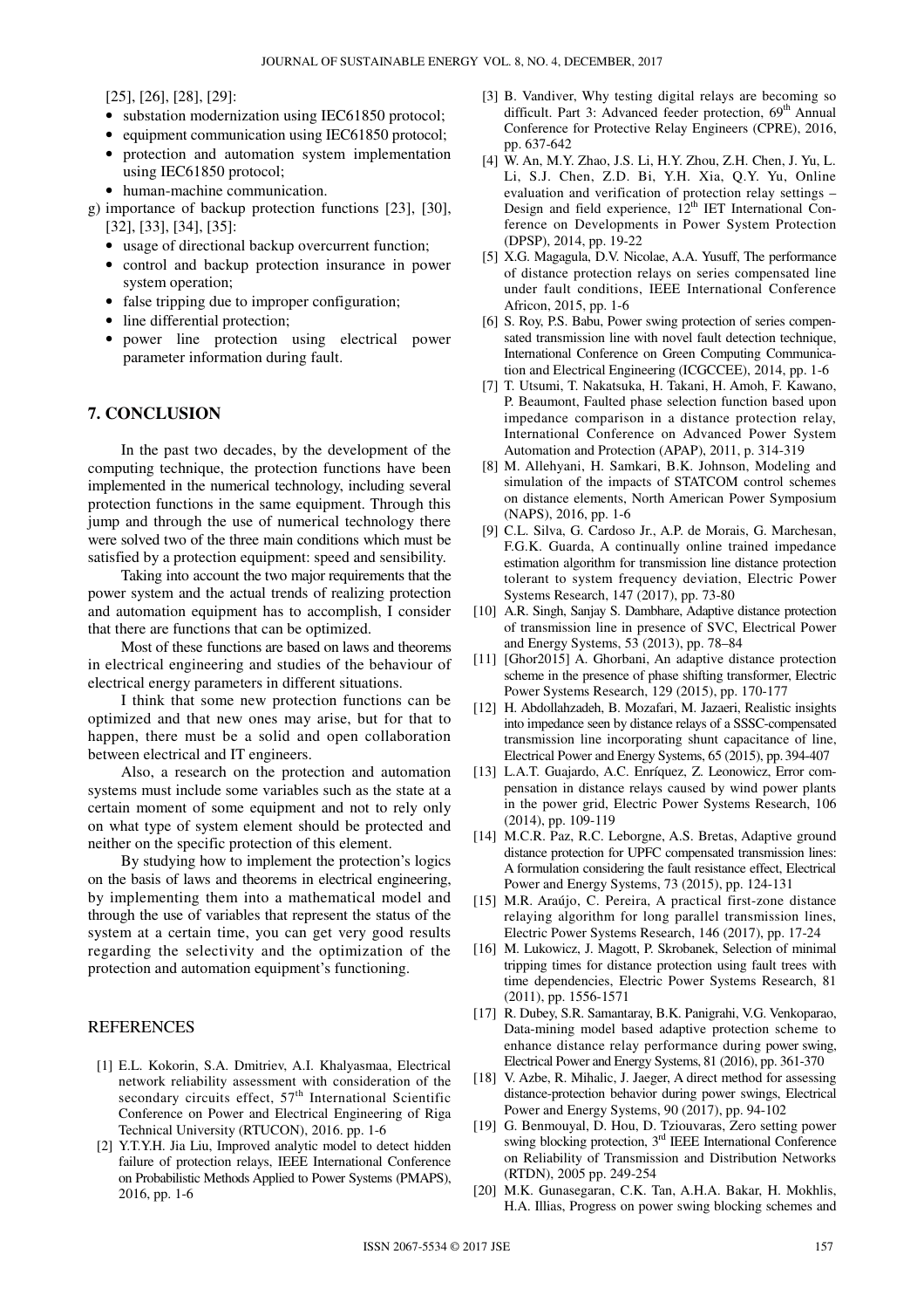[25], [26], [28], [29]:

- substation modernization using IEC61850 protocol;
- equipment communication using IEC61850 protocol;
- protection and automation system implementation using IEC61850 protocol;
- human-machine communication.

g) importance of backup protection functions [23], [30], [32], [33], [34], [35]:

- usage of directional backup overcurrent function;
- control and backup protection insurance in power system operation;
- false tripping due to improper configuration;
- line differential protection;
- power line protection using electrical power parameter information during fault.

## 7. CONCLUSION

In the past two decades, by the development of the computing technique, the protection functions have been implemented in the numerical technology, including several protection functions in the same equipment. Through this jump and through the use of numerical technology there were solved two of the three main conditions which must be satisfied by a protection equipment: speed and sensibility.

Taking into account the two major requirements that the power system and the actual trends of realizing protection and automation equipment has to accomplish, I consider that there are functions that can be optimized.

Most of these functions are based on laws and theorems in electrical engineering and studies of the behaviour of electrical energy parameters in different situations.

I think that some new protection functions can be optimized and that new ones may arise, but for that to happen, there must be a solid and open collaboration between electrical and IT engineers.

Also, a research on the protection and automation systems must include some variables such as the state at a certain moment of some equipment and not to rely only on what type of system element should be protected and neither on the specific protection of this element.

By studying how to implement the protection's logics on the basis of laws and theorems in electrical engineering, by implementing them into a mathematical model and through the use of variables that represent the status of the system at a certain time, you can get very good results regarding the selectivity and the optimization of the protection and automation equipment's functioning.

## REFERENCES

[1] E.L. Kokorin, S.A. Dmitriev, A.I. Khalyasmaa, Electrical network reliability assessment with consideration of the secondary circuits effect, 57th International Scientific Conference on Power and Electrical Engineering of Riga Technical University (RTUCON), 2016. pp. 1-6

[2] Y.T.Y.H. Jia Liu, Improved analytic model to detect hidden failure of protection relays, IEEE International Conference on Probabilistic Methods Applied to Power Systems (PMAPS), 2016, pp. 1-6

[3] B. Vandiver, Why testing digital relays are becoming so difficult. Part 3: Advanced feeder protection, 69th Annual Conference for Protective Relay Engineers (CPRE), 2016, pp. 637-642

[4] W. An, M.Y. Zhao, J.S. Li, H.Y. Zhou, Z.H. Chen, J. Yu, L. Li, S.J. Chen, Z.D. Bi, Y.H. Xia, Q.Y. Yu, Online evaluation and verification of protection relay settings – Design and field experience, 12th IET International Conference on Developments in Power System Protection (DPSP), 2014, pp. 19-22

[5] X.G. Magagula, D.V. Nicolae, A.A. Yusuff, The performance of distance protection relays on series compensated line under fault conditions, IEEE International Conference Africon, 2015, pp. 1-6

[6] S. Roy, P.S. Babu, Power swing protection of series compensated transmission line with novel fault detection technique, International Conference on Green Computing Communication and Electrical Engineering (ICGCCEE), 2014, pp. 1-6

[7] T. Utsumi, T. Nakatsuka, H. Takani, H. Amoh, F. Kawano, P. Beaumont, Faulted phase selection function based upon impedance comparison in a distance protection relay, International Conference on Advanced Power System Automation and Protection (APAP), 2011, p. 314-319

[8] M. Allehyani, H. Samkari, B.K. Johnson, Modeling and simulation of the impacts of STATCOM control schemes on distance elements, North American Power Symposium (NAPS), 2016, pp. 1-6

[9] C.L. Silva, G. Cardoso Jr., A.P. de Morais, G. Marchesan, F.G.K. Guarda, A continually online trained impedance estimation algorithm for transmission line distance protection tolerant to system frequency deviation, Electric Power Systems Research, 147 (2017), pp. 73-80

[10] A.R. Singh, Sanjay S. Dambhare, Adaptive distance protection of transmission line in presence of SVC, Electrical Power and Energy Systems, 53 (2013), pp. 78–84

[11] [Ghor2015] A. Ghorbani, An adaptive distance protection scheme in the presence of phase shifting transformer, Electric Power Systems Research, 129 (2015), pp. 170-177

[12] H. Abdollahzadeh, B. Mozafari, M. Jazaeri, Realistic insights into impedance seen by distance relays of a SSSC-compensated transmission line incorporating shunt capacitance of line, Electrical Power and Energy Systems, 65 (2015), pp. 394-407

[13] L.A.T. Guajardo, A.C. Enríquez, Z. Leonowicz, Error compensation in distance relays caused by wind power plants in the power grid, Electric Power Systems Research, 106 (2014), pp. 109-119

[14] M.C.R. Paz, R.C. Leborgne, A.S. Bretas, Adaptive ground distance protection for UPFC compensated transmission lines: A formulation considering the fault resistance effect, Electrical Power and Energy Systems, 73 (2015), pp. 124-131

[15] M.R. Araújo, C. Pereira, A practical first-zone distance relaying algorithm for long parallel transmission lines, Electric Power Systems Research, 146 (2017), pp. 17-24

[16] M. Lukowicz, J. Magott, P. Skrobanek, Selection of minimal tripping times for distance protection using fault trees with time dependencies, Electric Power Systems Research, 81 (2011), pp. 1556-1571

[17] R. Dubey, S.R. Samantaray, B.K. Panigrahi, V.G. Venkoparao, Data-mining model based adaptive protection scheme to enhance distance relay performance during power swing, Electrical Power and Energy Systems, 81 (2016), pp. 361-370

[18] V. Azbe, R. Mihalic, J. Jaeger, A direct method for assessing distance-protection behavior during power swings, Electrical Power and Energy Systems, 90 (2017), pp. 94-102

[19] G. Benmouyal, D. Hou, D. Tziouvaras, Zero setting power swing blocking protection, 3rd IEEE International Conference on Reliability of Transmission and Distribution Networks (RTDN), 2005 pp. 249-254

[20] M.K. Gunasegaran, C.K. Tan, A.H.A. Bakar, H. Mokhlis, H.A. Illias, Progress on power swing blocking schemes and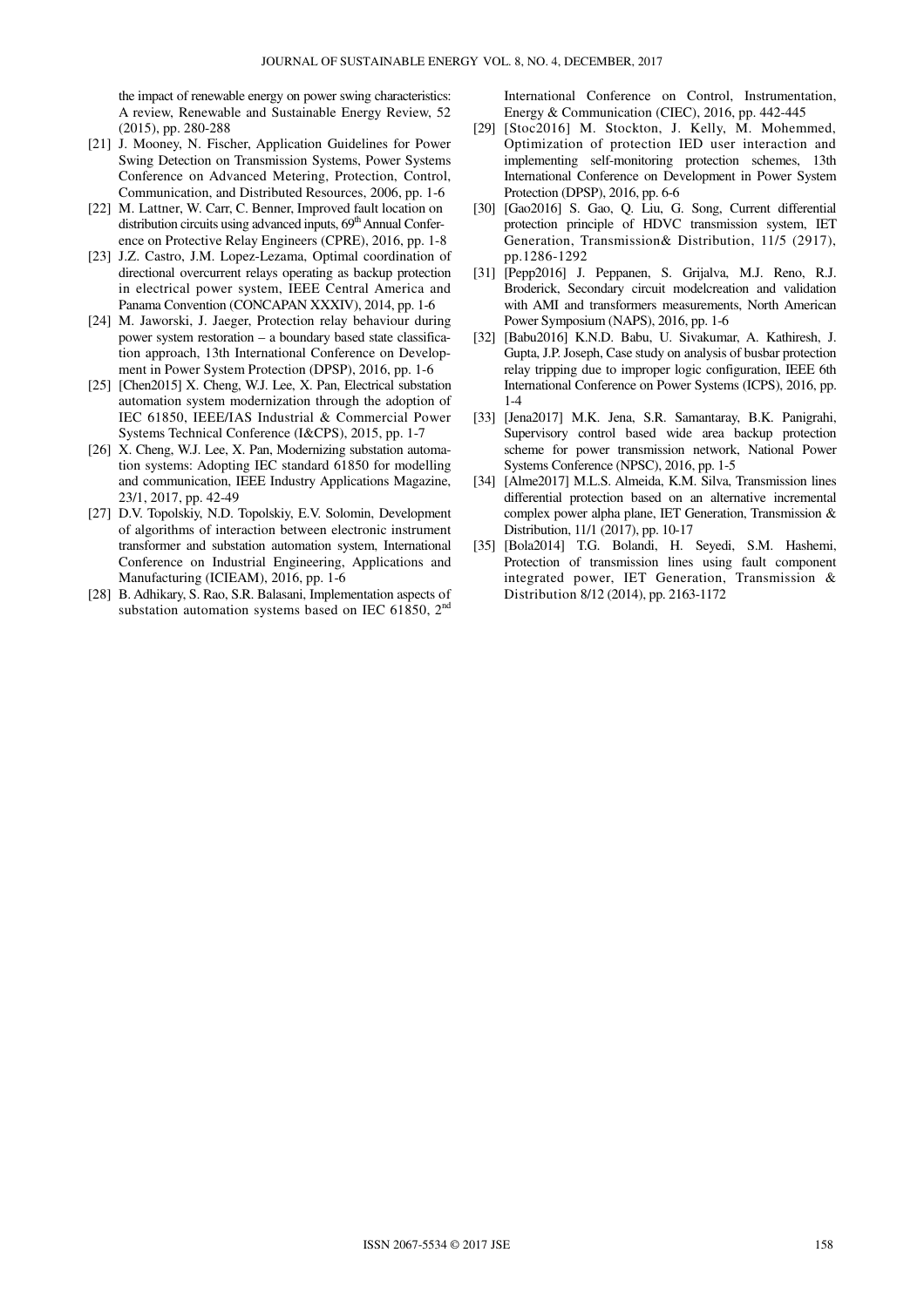the impact of renewable energy on power swing characteristics: A review, Renewable and Sustainable Energy Review, 52 (2015), pp. 280-288

[21] J. Mooney, N. Fischer, Application Guidelines for Power Swing Detection on Transmission Systems, Power Systems Conference on Advanced Metering, Protection, Control, Communication, and Distributed Resources, 2006, pp. 1-6

[22] M. Lattner, W. Carr, C. Benner, Improved fault location on distribution circuits using advanced inputs, 69th Annual Conference on Protective Relay Engineers (CPRE), 2016, pp. 1-8

[23] J.Z. Castro, J.M. Lopez-Lezama, Optimal coordination of directional overcurrent relays operating as backup protection in electrical power system, IEEE Central America and Panama Convention (CONCAPAN XXXIV), 2014, pp. 1-6

[24] M. Jaworski, J. Jaeger, Protection relay behaviour during power system restoration – a boundary based state classification approach, 13th International Conference on Development in Power System Protection (DPSP), 2016, pp. 1-6

[25] [Chen2015] X. Cheng, W.J. Lee, X. Pan, Electrical substation automation system modernization through the adoption of IEC 61850, IEEE/IAS Industrial & Commercial Power Systems Technical Conference (I&CPS), 2015, pp. 1-7

[26] X. Cheng, W.J. Lee, X. Pan, Modernizing substation automation systems: Adopting IEC standard 61850 for modelling and communication, IEEE Industry Applications Magazine, 23/1, 2017, pp. 42-49

[27] D.V. Topolskiy, N.D. Topolskiy, E.V. Solomin, Development of algorithms of interaction between electronic instrument transformer and substation automation system, International Conference on Industrial Engineering, Applications and Manufacturing (ICIEAM), 2016, pp. 1-6

[28] B. Adhikary, S. Rao, S.R. Balasani, Implementation aspects of substation automation systems based on IEC 61850, 2nd International Conference on Control, Instrumentation, Energy & Communication (CIEC), 2016, pp. 442-445

[29] [Stoc2016] M. Stockton, J. Kelly, M. Mohemmed, Optimization of protection IED user interaction and implementing self-monitoring protection schemes, 13th International Conference on Development in Power System Protection (DPSP), 2016, pp. 6-6

[30] [Gao2016] S. Gao, Q. Liu, G. Song, Current differential protection principle of HDVC transmission system, IET Generation, Transmission& Distribution, 11/5 (2917), pp.1286-1292

[31] [Pepp2016] J. Peppanen, S. Grijalva, M.J. Reno, R.J. Broderick, Secondary circuit modelcreation and validation with AMI and transformers measurements, North American Power Symposium (NAPS), 2016, pp. 1-6

[32] [Babu2016] K.N.D. Babu, U. Sivakumar, A. Kathiresh, J. Gupta, J.P. Joseph, Case study on analysis of busbar protection relay tripping due to improper logic configuration, IEEE 6th International Conference on Power Systems (ICPS), 2016, pp. 1-4

[33] [Jena2017] M.K. Jena, S.R. Samantaray, B.K. Panigrahi, Supervisory control based wide area backup protection scheme for power transmission network, National Power Systems Conference (NPSC), 2016, pp. 1-5

[34] [Alme2017] M.L.S. Almeida, K.M. Silva, Transmission lines differential protection based on an alternative incremental complex power alpha plane, IET Generation, Transmission & Distribution, 11/1 (2017), pp. 10-17

[35] [Bola2014] T.G. Bolandi, H. Seyedi, S.M. Hashemi, Protection of transmission lines using fault component integrated power, IET Generation, Transmission & Distribution 8/12 (2014), pp. 2163-1172